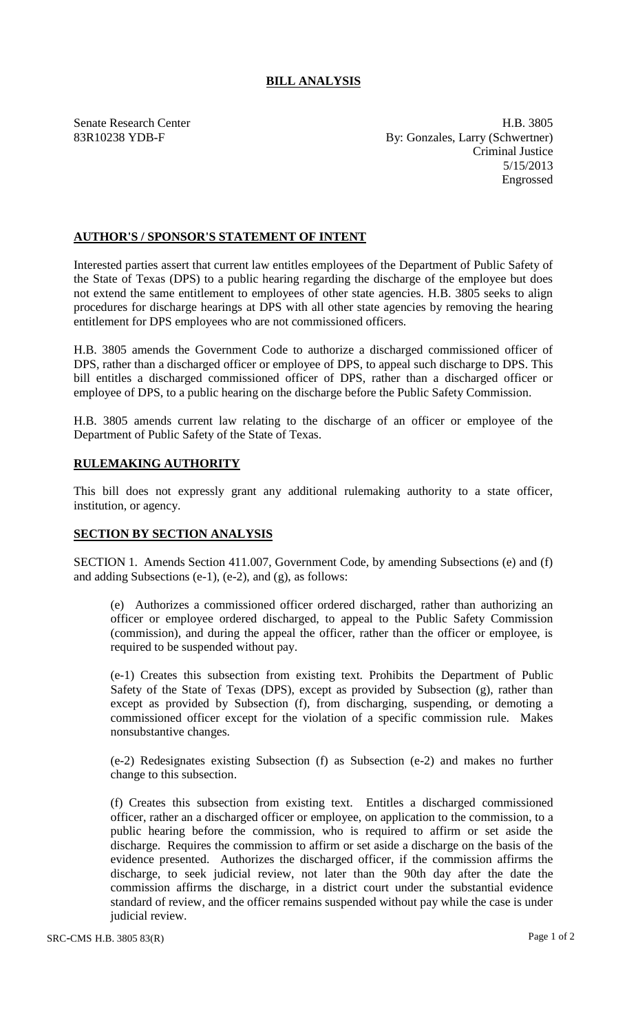# BILL ANALYSIS

Senate Research Center
83R10238 YDB-F

H.B. 3805
By: Gonzales, Larry (Schwertner)
Criminal Justice
5/15/2013
Engrossed

## AUTHOR'S / SPONSOR'S STATEMENT OF INTENT

Interested parties assert that current law entitles employees of the Department of Public Safety of the State of Texas (DPS) to a public hearing regarding the discharge of the employee but does not extend the same entitlement to employees of other state agencies. H.B. 3805 seeks to align procedures for discharge hearings at DPS with all other state agencies by removing the hearing entitlement for DPS employees who are not commissioned officers.

H.B. 3805 amends the Government Code to authorize a discharged commissioned officer of DPS, rather than a discharged officer or employee of DPS, to appeal such discharge to DPS. This bill entitles a discharged commissioned officer of DPS, rather than a discharged officer or employee of DPS, to a public hearing on the discharge before the Public Safety Commission.

H.B. 3805 amends current law relating to the discharge of an officer or employee of the Department of Public Safety of the State of Texas.

## RULEMAKING AUTHORITY

This bill does not expressly grant any additional rulemaking authority to a state officer, institution, or agency.

## SECTION BY SECTION ANALYSIS

SECTION 1. Amends Section 411.007, Government Code, by amending Subsections (e) and (f) and adding Subsections (e-1), (e-2), and (g), as follows:

(e) Authorizes a commissioned officer ordered discharged, rather than authorizing an officer or employee ordered discharged, to appeal to the Public Safety Commission (commission), and during the appeal the officer, rather than the officer or employee, is required to be suspended without pay.

(e-1) Creates this subsection from existing text. Prohibits the Department of Public Safety of the State of Texas (DPS), except as provided by Subsection (g), rather than except as provided by Subsection (f), from discharging, suspending, or demoting a commissioned officer except for the violation of a specific commission rule. Makes nonsubstantive changes.

(e-2) Redesignates existing Subsection (f) as Subsection (e-2) and makes no further change to this subsection.

(f) Creates this subsection from existing text. Entitles a discharged commissioned officer, rather an a discharged officer or employee, on application to the commission, to a public hearing before the commission, who is required to affirm or set aside the discharge. Requires the commission to affirm or set aside a discharge on the basis of the evidence presented. Authorizes the discharged officer, if the commission affirms the discharge, to seek judicial review, not later than the 90th day after the date the commission affirms the discharge, in a district court under the substantial evidence standard of review, and the officer remains suspended without pay while the case is under judicial review.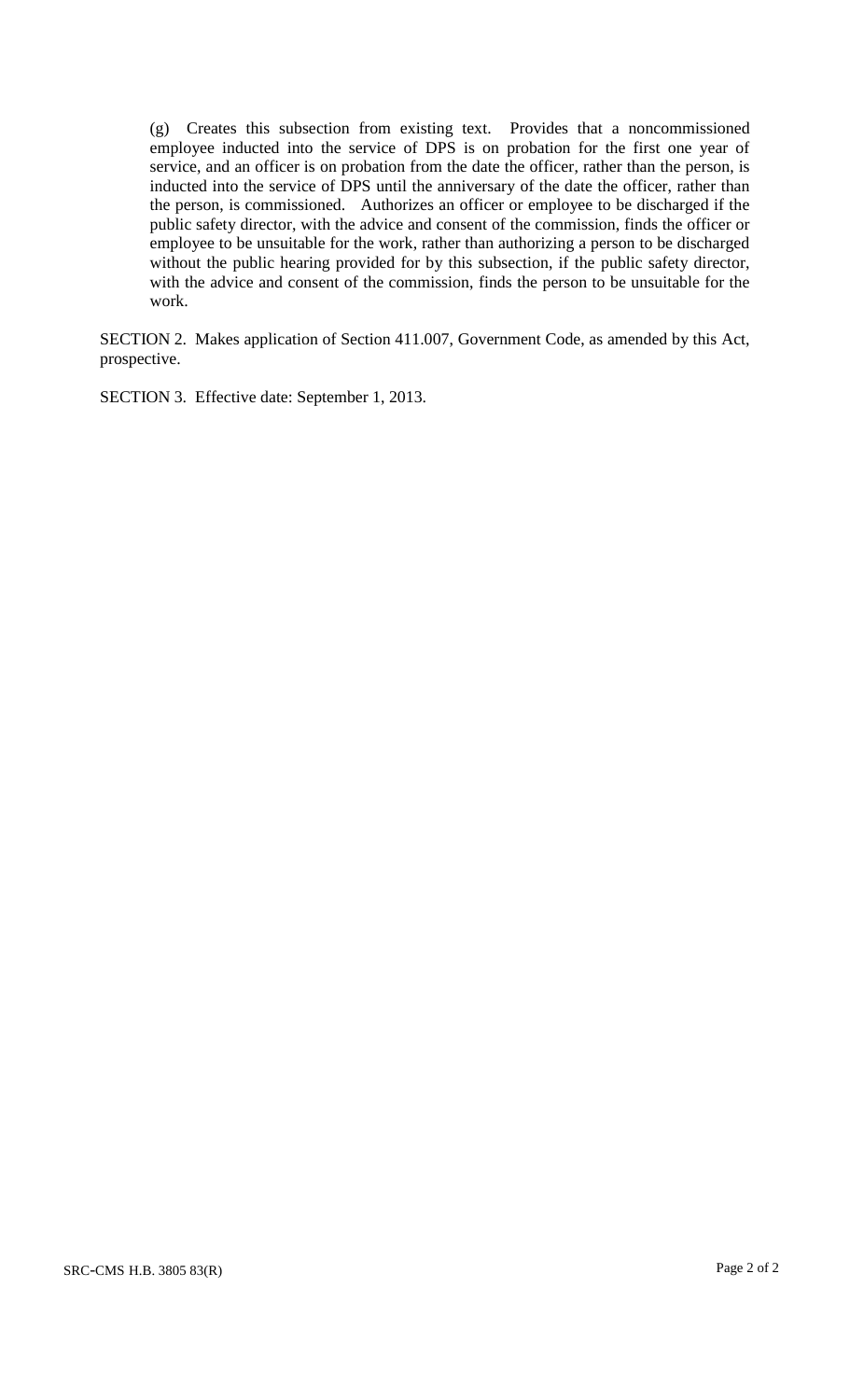(g) Creates this subsection from existing text. Provides that a noncommissioned employee inducted into the service of DPS is on probation for the first one year of service, and an officer is on probation from the date the officer, rather than the person, is inducted into the service of DPS until the anniversary of the date the officer, rather than the person, is commissioned. Authorizes an officer or employee to be discharged if the public safety director, with the advice and consent of the commission, finds the officer or employee to be unsuitable for the work, rather than authorizing a person to be discharged without the public hearing provided for by this subsection, if the public safety director, with the advice and consent of the commission, finds the person to be unsuitable for the work.

SECTION 2. Makes application of Section 411.007, Government Code, as amended by this Act, prospective.

SECTION 3. Effective date: September 1, 2013.